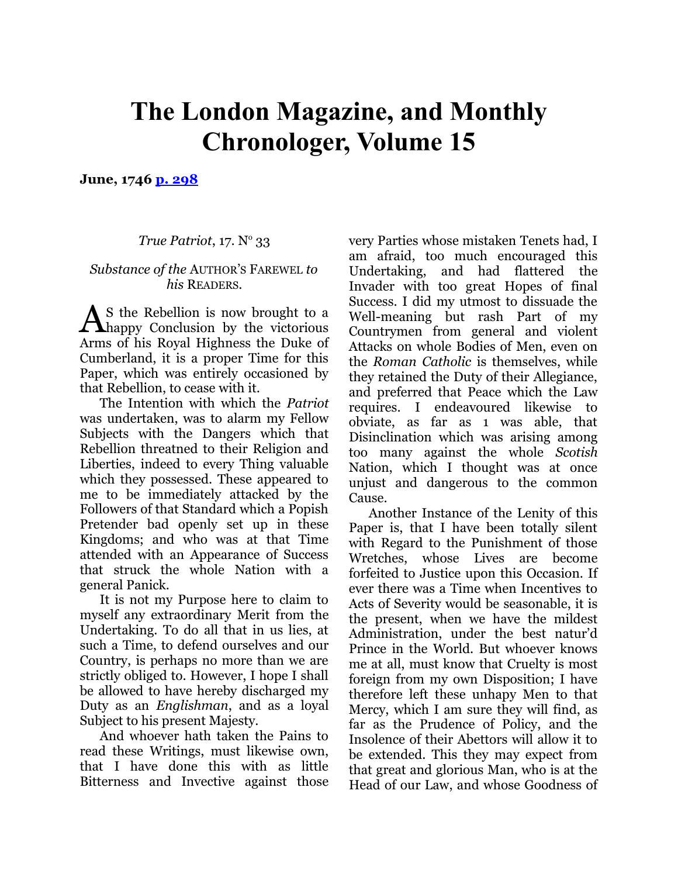# The London Magazine, and Monthly Chronologer, Volume 15

**June, 1746 p. 298**

*True Patriot*, 17. N° 33

*Substance of the* AUTHOR'S FAREWEL *to his* READERS.

AS the Rebellion is now brought to a happy Conclusion by the victorious Arms of his Royal Highness the Duke of Cumberland, it is a proper Time for this Paper, which was entirely occasioned by that Rebellion, to cease with it.

The Intention with which the *Patriot* was undertaken, was to alarm my Fellow Subjects with the Dangers which that Rebellion threatned to their Religion and Liberties, indeed to every Thing valuable which they possessed. These appeared to me to be immediately attacked by the Followers of that Standard which a Popish Pretender bad openly set up in these Kingdoms; and who was at that Time attended with an Appearance of Success that struck the whole Nation with a general Panick.

It is not my Purpose here to claim to myself any extraordinary Merit from the Undertaking. To do all that in us lies, at such a Time, to defend ourselves and our Country, is perhaps no more than we are strictly obliged to. However, I hope I shall be allowed to have hereby discharged my Duty as an *Englishman*, and as a loyal Subject to his present Majesty.

And whoever hath taken the Pains to read these Writings, must likewise own, that I have done this with as little Bitterness and Invective against those very Parties whose mistaken Tenets had, I am afraid, too much encouraged this Undertaking, and had flattered the Invader with too great Hopes of final Success. I did my utmost to dissuade the Well-meaning but rash Part of my Countrymen from general and violent Attacks on whole Bodies of Men, even on the *Roman Catholic* is themselves, while they retained the Duty of their Allegiance, and preferred that Peace which the Law requires. I endeavoured likewise to obviate, as far as 1 was able, that Disinclination which was arising among too many against the whole *Scotish* Nation, which I thought was at once unjust and dangerous to the common Cause.

Another Instance of the Lenity of this Paper is, that I have been totally silent with Regard to the Punishment of those Wretches, whose Lives are become forfeited to Justice upon this Occasion. If ever there was a Time when Incentives to Acts of Severity would be seasonable, it is the present, when we have the mildest Administration, under the best natur'd Prince in the World. But whoever knows me at all, must know that Cruelty is most foreign from my own Disposition; I have therefore left these unhapy Men to that Mercy, which I am sure they will find, as far as the Prudence of Policy, and the Insolence of their Abettors will allow it to be extended. This they may expect from that great and glorious Man, who is at the Head of our Law, and whose Goodness of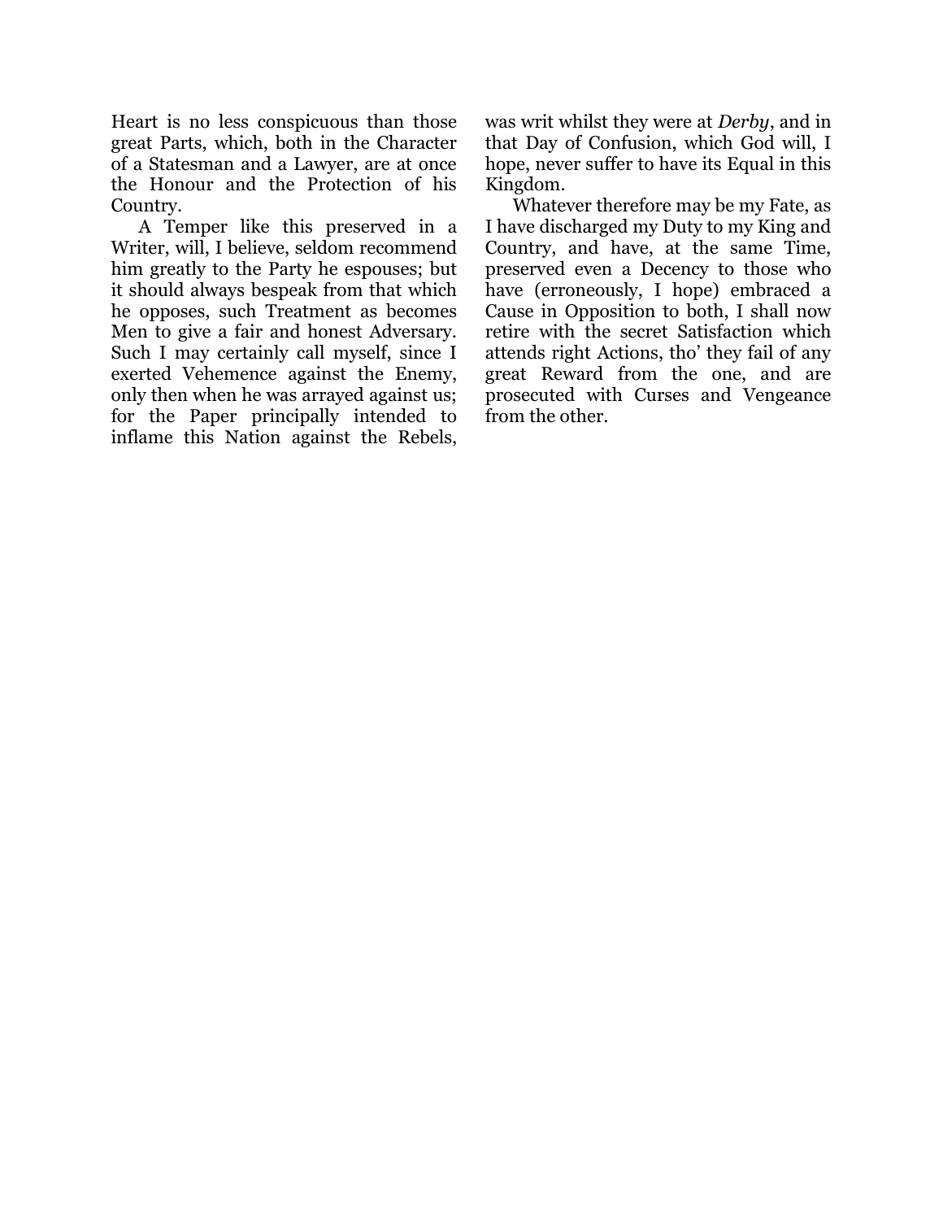Heart is no less conspicuous than those great Parts, which, both in the Character of a Statesman and a Lawyer, are at once the Honour and the Protection of his Country.

A Temper like this preserved in a Writer, will, I believe, seldom recommend him greatly to the Party he espouses; but it should always bespeak from that which he opposes, such Treatment as becomes Men to give a fair and honest Adversary. Such I may certainly call myself, since I exerted Vehemence against the Enemy, only then when he was arrayed against us; for the Paper principally intended to inflame this Nation against the Rebels, was writ whilst they were at *Derby*, and in that Day of Confusion, which God will, I hope, never suffer to have its Equal in this Kingdom.

Whatever therefore may be my Fate, as I have discharged my Duty to my King and Country, and have, at the same Time, preserved even a Decency to those who have (erroneously, I hope) embraced a Cause in Opposition to both, I shall now retire with the secret Satisfaction which attends right Actions, tho' they fail of any great Reward from the one, and are prosecuted with Curses and Vengeance from the other.